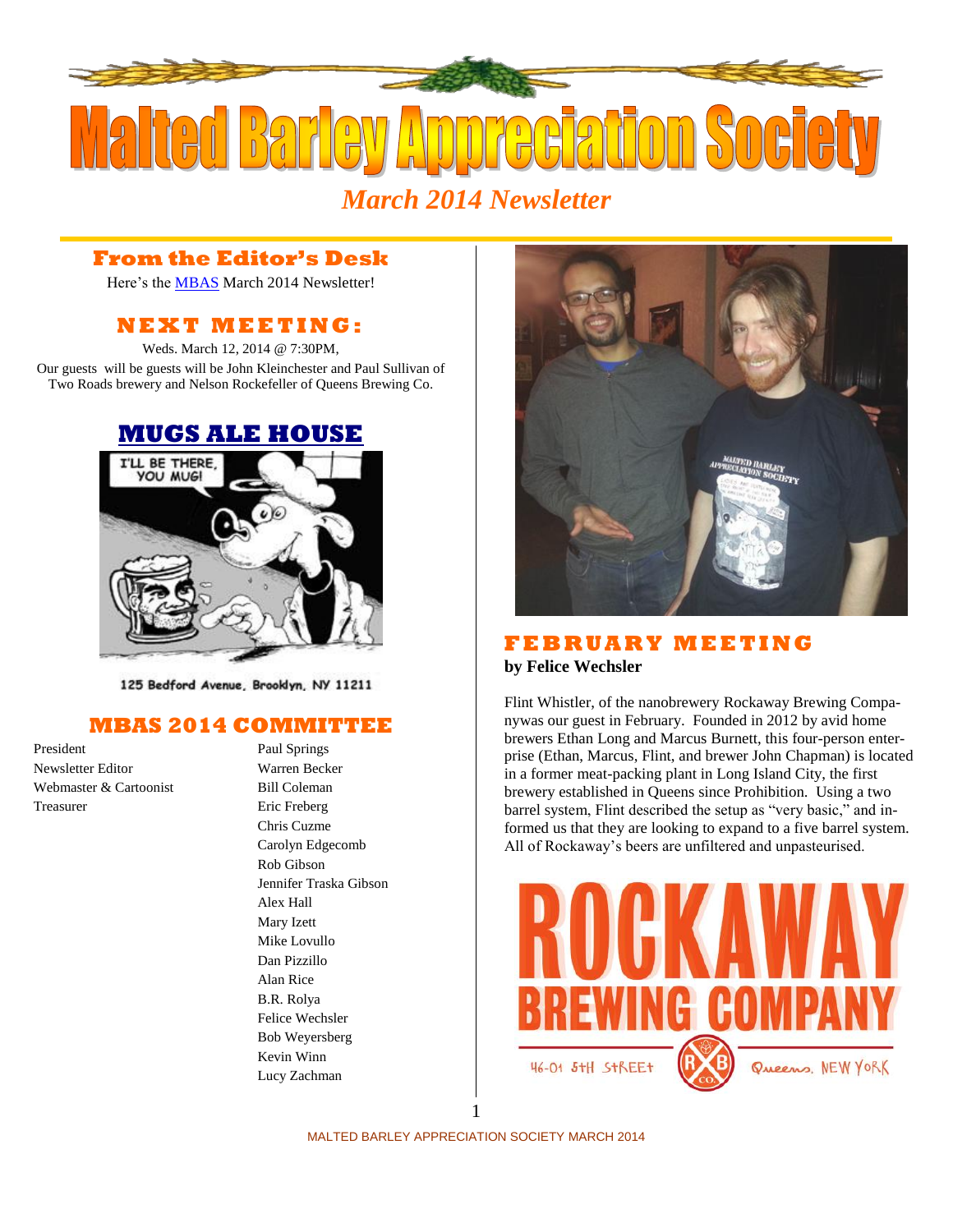# Malted Barley Appreciation Society

*March 2014 Newsletter*

## From the Editor's Desk

Here's the MBAS March 2014 Newsletter!

## NEXT MEETING:

Weds. March 12, 2014 @ 7:30PM,

Our guests will be guests will be John Kleinchester and Paul Sullivan of Two Roads brewery and Nelson Rockefeller of Queens Brewing Co.

## MUGS ALE HOUSE

I'LL BE THERE, YOU MUG!

125 Bedford Avenue, Brooklyn, NY 11211

## MBAS 2014 COMMITTEE

| | |
|---|---|
| President | Paul Springs |
| Newsletter Editor | Warren Becker |
| Webmaster & Cartoonist | Bill Coleman |
| Treasurer | Eric Freberg |
| | Chris Cuzme |
| | Carolyn Edgecomb |
| | Rob Gibson |
| | Jennifer Traska Gibson |
| | Alex Hall |
| | Mary Izett |
| | Mike Lovullo |
| | Dan Pizzillo |
| | Alan Rice |
| | B.R. Rolya |
| | Felice Wechsler |
| | Bob Weyersberg |
| | Kevin Winn |
| | Lucy Zachman |

## FEBRUARY MEETING

**by Felice Wechsler**

Flint Whistler, of the nanobrewery Rockaway Brewing Companywas our guest in February. Founded in 2012 by avid home brewers Ethan Long and Marcus Burnett, this four-person enterprise (Ethan, Marcus, Flint, and brewer John Chapman) is located in a former meat-packing plant in Long Island City, the first brewery established in Queens since Prohibition. Using a two barrel system, Flint described the setup as "very basic," and informed us that they are looking to expand to a five barrel system. All of Rockaway's beers are unfiltered and unpasteurised.

ROCKAWAY BREWING COMPANY

46-01 5th Street · Queens, New York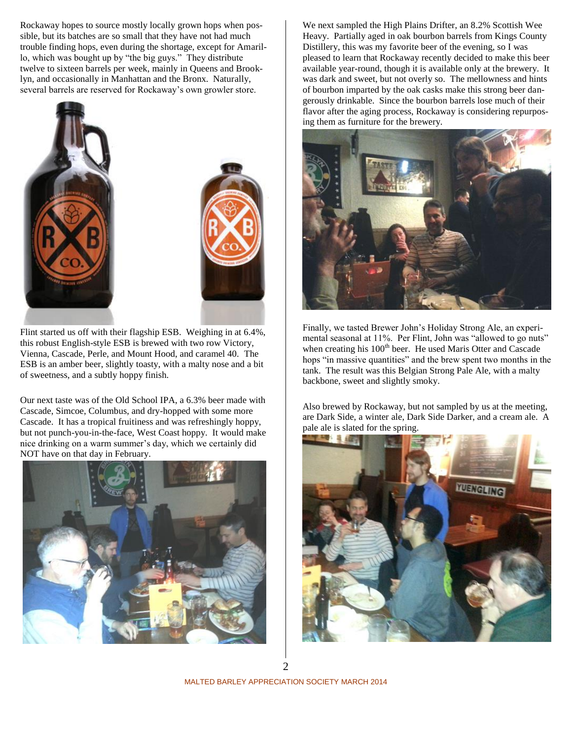Rockaway hopes to source mostly locally grown hops when possible, but its batches are so small that they have not had much trouble finding hops, even during the shortage, except for Amarillo, which was bought up by "the big guys." They distribute twelve to sixteen barrels per week, mainly in Queens and Brooklyn, and occasionally in Manhattan and the Bronx. Naturally, several barrels are reserved for Rockaway's own growler store.

Flint started us off with their flagship ESB. Weighing in at 6.4%, this robust English-style ESB is brewed with two row Victory, Vienna, Cascade, Perle, and Mount Hood, and caramel 40. The ESB is an amber beer, slightly toasty, with a malty nose and a bit of sweetness, and a subtly hoppy finish.

Our next taste was of the Old School IPA, a 6.3% beer made with Cascade, Simcoe, Columbus, and dry-hopped with some more Cascade. It has a tropical fruitiness and was refreshingly hoppy, but not punch-you-in-the-face, West Coast hoppy. It would make nice drinking on a warm summer's day, which we certainly did NOT have on that day in February.

We next sampled the High Plains Drifter, an 8.2% Scottish Wee Heavy. Partially aged in oak bourbon barrels from Kings County Distillery, this was my favorite beer of the evening, so I was pleased to learn that Rockaway recently decided to make this beer available year-round, though it is available only at the brewery. It was dark and sweet, but not overly so. The mellowness and hints of bourbon imparted by the oak casks make this strong beer dangerously drinkable. Since the bourbon barrels lose much of their flavor after the aging process, Rockaway is considering repurposing them as furniture for the brewery.

Finally, we tasted Brewer John's Holiday Strong Ale, an experimental seasonal at 11%. Per Flint, John was "allowed to go nuts" when creating his 100th beer. He used Maris Otter and Cascade hops "in massive quantities" and the brew spent two months in the tank. The result was this Belgian Strong Pale Ale, with a malty backbone, sweet and slightly smoky.

Also brewed by Rockaway, but not sampled by us at the meeting, are Dark Side, a winter ale, Dark Side Darker, and a cream ale. A pale ale is slated for the spring.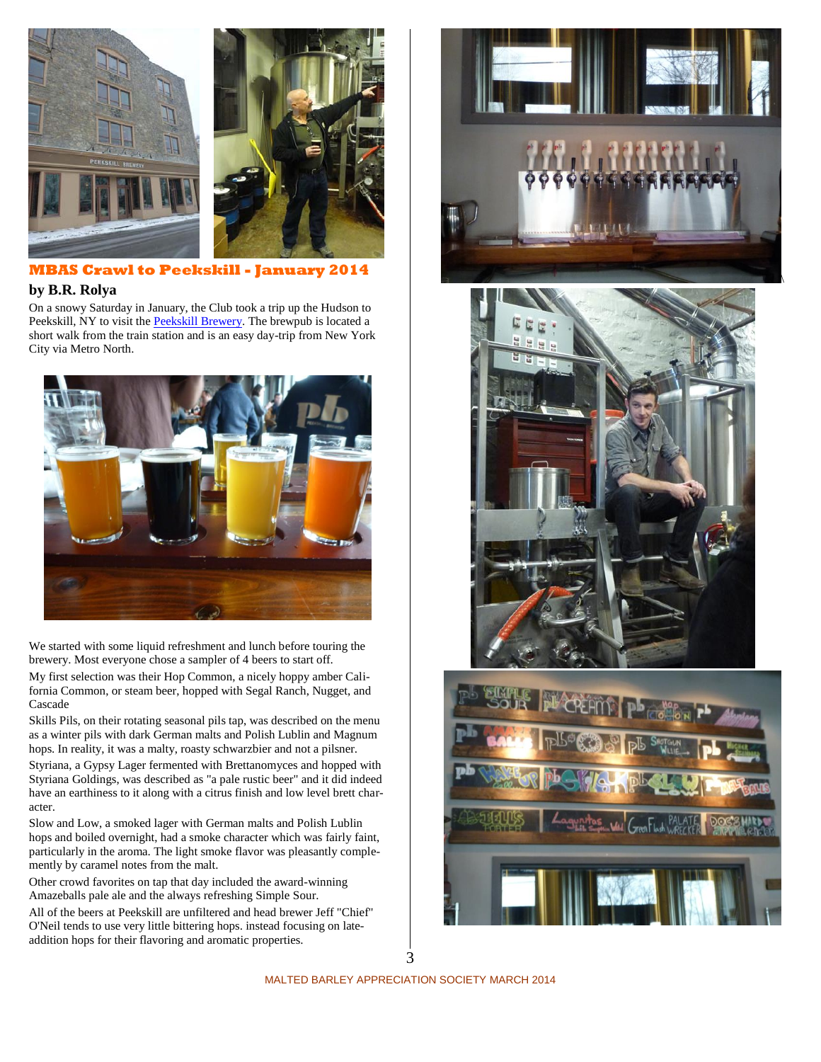## MBAS Crawl to Peekskill - January 2014

**by B.R. Rolya**

On a snowy Saturday in January, the Club took a trip up the Hudson to Peekskill, NY to visit the Peekskill Brewery. The brewpub is located a short walk from the train station and is an easy day-trip from New York City via Metro North.

We started with some liquid refreshment and lunch before touring the brewery. Most everyone chose a sampler of 4 beers to start off.

My first selection was their Hop Common, a nicely hoppy amber California Common, or steam beer, hopped with Segal Ranch, Nugget, and Cascade

Skills Pils, on their rotating seasonal pils tap, was described on the menu as a winter pils with dark German malts and Polish Lublin and Magnum hops. In reality, it was a malty, roasty schwarzbier and not a pilsner.

Styriana, a Gypsy Lager fermented with Brettanomyces and hopped with Styriana Goldings, was described as "a pale rustic beer" and it did indeed have an earthiness to it along with a citrus finish and low level brett character.

Slow and Low, a smoked lager with German malts and Polish Lublin hops and boiled overnight, had a smoke character which was fairly faint, particularly in the aroma. The light smoke flavor was pleasantly complemently by caramel notes from the malt.

Other crowd favorites on tap that day included the award-winning Amazeballs pale ale and the always refreshing Simple Sour.

All of the beers at Peekskill are unfiltered and head brewer Jeff "Chief" O'Neil tends to use very little bittering hops. instead focusing on late-addition hops for their flavoring and aromatic properties.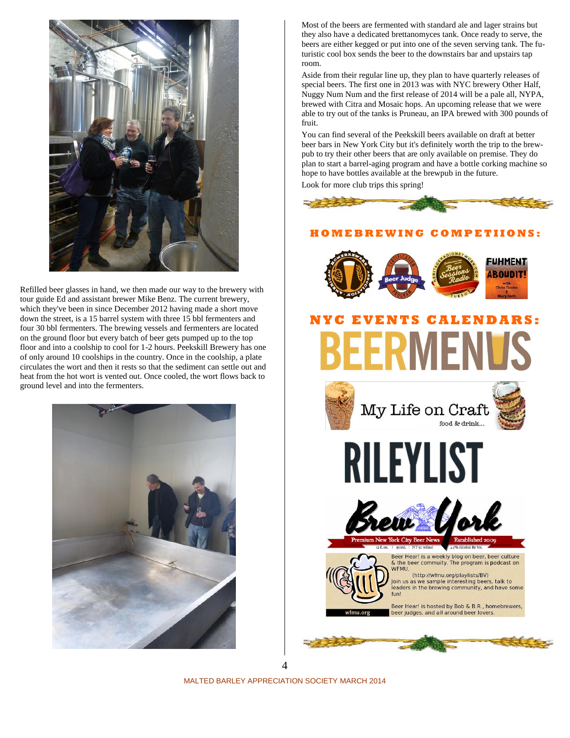Refilled beer glasses in hand, we then made our way to the brewery with tour guide Ed and assistant brewer Mike Benz. The current brewery, which they've been in since December 2012 having made a short move down the street, is a 15 barrel system with three 15 bbl fermenters and four 30 bbl fermenters. The brewing vessels and fermenters are located on the ground floor but every batch of beer gets pumped up to the top floor and into a coolship to cool for 1-2 hours. Peekskill Brewery has one of only around 10 coolships in the country. Once in the coolship, a plate circulates the wort and then it rests so that the sediment can settle out and heat from the hot wort is vented out. Once cooled, the wort flows back to ground level and into the fermenters.

Most of the beers are fermented with standard ale and lager strains but they also have a dedicated brettanomyces tank. Once ready to serve, the beers are either kegged or put into one of the seven serving tank. The futuristic cool box sends the beer to the downstairs bar and upstairs tap room.

Aside from their regular line up, they plan to have quarterly releases of special beers. The first one in 2013 was with NYC brewery Other Half, Nuggy Num Num and the first release of 2014 will be a pale all, NYPA, brewed with Citra and Mosaic hops. An upcoming release that we were able to try out of the tanks is Pruneau, an IPA brewed with 300 pounds of fruit.

You can find several of the Peekskill beers available on draft at better beer bars in New York City but it's definitely worth the trip to the brewpub to try their other beers that are only available on premise. They do plan to start a barrel-aging program and have a bottle corking machine so hope to have bottles available at the brewpub in the future.

Look for more club trips this spring!

## HOMEBREWING COMPETIIONS:

## NYC EVENTS CALENDARS:

BEERMENUS

My Life on Craft
food & drink...

RILEYLIST

Brew York
Premium New York City Beer News Established 2009

Beer Hear! is a weekly blog on beer, beer culture & the beer community. The program is podcast on WFMU.
(http://wfmu.org/playlists/BV)
Join us as we sample interesting beers, talk to leaders in the brewing community, and have some fun!

Beer Hear! is hosted by Bob & B.R., homebrewers, beer judges, and all around beer lovers.

MALTED BARLEY APPRECIATION SOCIETY MARCH 2014